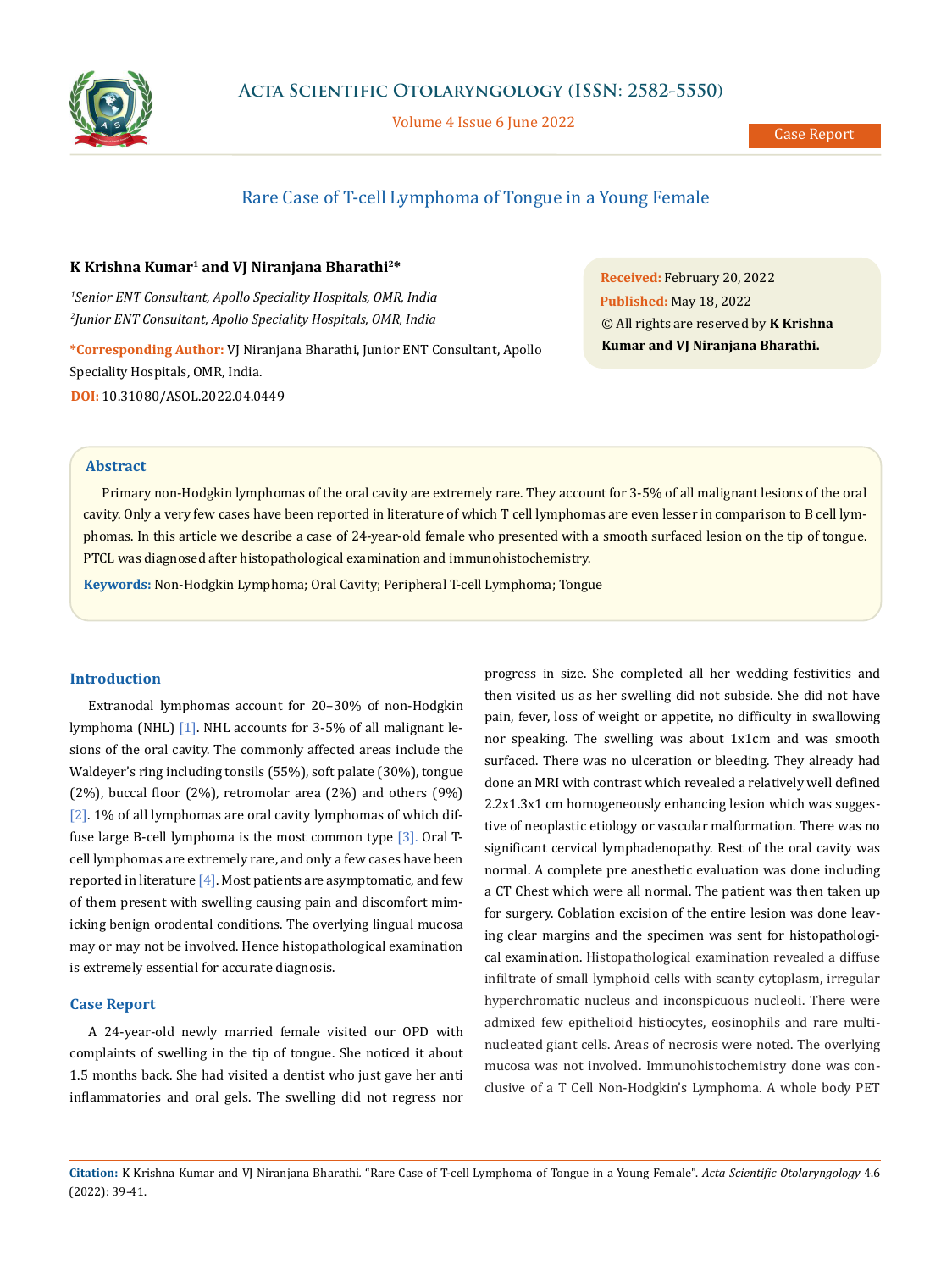# Rare Case of T-cell Lymphoma of Tongue in a Young Female

**K Krishna Kumar[1] and VJ Niranjana Bharathi[2]***

*[1]Senior ENT Consultant, Apollo Speciality Hospitals, OMR, India*
*[2]Junior ENT Consultant, Apollo Speciality Hospitals, OMR, India*

**\*Corresponding Author:** VJ Niranjana Bharathi, Junior ENT Consultant, Apollo Speciality Hospitals, OMR, India.

**DOI:** 10.31080/ASOL.2022.04.0449

**Received:** February 20, 2022
**Published:** May 18, 2022
© All rights are reserved by **K Krishna Kumar and VJ Niranjana Bharathi.**

## Abstract

Primary non-Hodgkin lymphomas of the oral cavity are extremely rare. They account for 3-5% of all malignant lesions of the oral cavity. Only a very few cases have been reported in literature of which T cell lymphomas are even lesser in comparison to B cell lymphomas. In this article we describe a case of 24-year-old female who presented with a smooth surfaced lesion on the tip of tongue. PTCL was diagnosed after histopathological examination and immunohistochemistry.

**Keywords:** Non-Hodgkin Lymphoma; Oral Cavity; Peripheral T-cell Lymphoma; Tongue

## Introduction

Extranodal lymphomas account for 20–30% of non-Hodgkin lymphoma (NHL) [1]. NHL accounts for 3-5% of all malignant lesions of the oral cavity. The commonly affected areas include the Waldeyer's ring including tonsils (55%), soft palate (30%), tongue (2%), buccal floor (2%), retromolar area (2%) and others (9%) [2]. 1% of all lymphomas are oral cavity lymphomas of which diffuse large B-cell lymphoma is the most common type [3]. Oral T-cell lymphomas are extremely rare, and only a few cases have been reported in literature [4]. Most patients are asymptomatic, and few of them present with swelling causing pain and discomfort mimicking benign orodental conditions. The overlying lingual mucosa may or may not be involved. Hence histopathological examination is extremely essential for accurate diagnosis.

## Case Report

A 24-year-old newly married female visited our OPD with complaints of swelling in the tip of tongue. She noticed it about 1.5 months back. She had visited a dentist who just gave her anti inflammatories and oral gels. The swelling did not regress nor progress in size. She completed all her wedding festivities and then visited us as her swelling did not subside. She did not have pain, fever, loss of weight or appetite, no difficulty in swallowing nor speaking. The swelling was about 1x1cm and was smooth surfaced. There was no ulceration or bleeding. They already had done an MRI with contrast which revealed a relatively well defined 2.2x1.3x1 cm homogeneously enhancing lesion which was suggestive of neoplastic etiology or vascular malformation. There was no significant cervical lymphadenopathy. Rest of the oral cavity was normal. A complete pre anesthetic evaluation was done including a CT Chest which were all normal. The patient was then taken up for surgery. Coblation excision of the entire lesion was done leaving clear margins and the specimen was sent for histopathological examination. Histopathological examination revealed a diffuse infiltrate of small lymphoid cells with scanty cytoplasm, irregular hyperchromatic nucleus and inconspicuous nucleoli. There were admixed few epithelioid histiocytes, eosinophils and rare multinucleated giant cells. Areas of necrosis were noted. The overlying mucosa was not involved. Immunohistochemistry done was conclusive of a T Cell Non-Hodgkin's Lymphoma. A whole body PET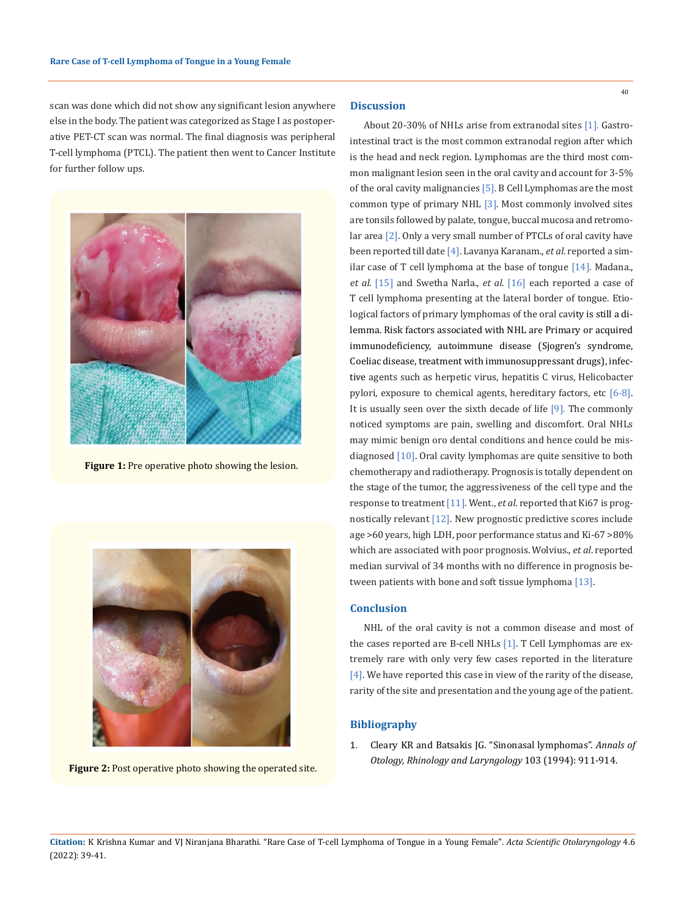scan was done which did not show any significant lesion anywhere else in the body. The patient was categorized as Stage I as postoperative PET-CT scan was normal. The final diagnosis was peripheral T-cell lymphoma (PTCL). The patient then went to Cancer Institute for further follow ups.

**Figure 1:** Pre operative photo showing the lesion.

**Figure 2:** Post operative photo showing the operated site.

## Discussion

About 20-30% of NHLs arise from extranodal sites [1]. Gastrointestinal tract is the most common extranodal region after which is the head and neck region. Lymphomas are the third most common malignant lesion seen in the oral cavity and account for 3-5% of the oral cavity malignancies [5]. B Cell Lymphomas are the most common type of primary NHL [3]. Most commonly involved sites are tonsils followed by palate, tongue, buccal mucosa and retromolar area [2]. Only a very small number of PTCLs of oral cavity have been reported till date [4]. Lavanya Karanam., *et al.* reported a similar case of T cell lymphoma at the base of tongue [14]. Madana., *et al.* [15] and Swetha Narla., *et al.* [16] each reported a case of T cell lymphoma presenting at the lateral border of tongue. Etiological factors of primary lymphomas of the oral cavity is still a dilemma. Risk factors associated with NHL are Primary or acquired immunodeficiency, autoimmune disease (Sjogren's syndrome, Coeliac disease, treatment with immunosuppressant drugs), infective agents such as herpetic virus, hepatitis C virus, Helicobacter pylori, exposure to chemical agents, hereditary factors, etc [6-8]. It is usually seen over the sixth decade of life [9]. The commonly noticed symptoms are pain, swelling and discomfort. Oral NHLs may mimic benign oro dental conditions and hence could be misdiagnosed [10]. Oral cavity lymphomas are quite sensitive to both chemotherapy and radiotherapy. Prognosis is totally dependent on the stage of the tumor, the aggressiveness of the cell type and the response to treatment [11]. Went., *et al.* reported that Ki67 is prognostically relevant [12]. New prognostic predictive scores include age >60 years, high LDH, poor performance status and Ki-67 >80% which are associated with poor prognosis. Wolvius., *et al.* reported median survival of 34 months with no difference in prognosis between patients with bone and soft tissue lymphoma [13].

## Conclusion

NHL of the oral cavity is not a common disease and most of the cases reported are B-cell NHLs [1]. T Cell Lymphomas are extremely rare with only very few cases reported in the literature [4]. We have reported this case in view of the rarity of the disease, rarity of the site and presentation and the young age of the patient.

## Bibliography

1. Cleary KR and Batsakis JG. "Sinonasal lymphomas". *Annals of Otology, Rhinology and Laryngology* 103 (1994): 911-914.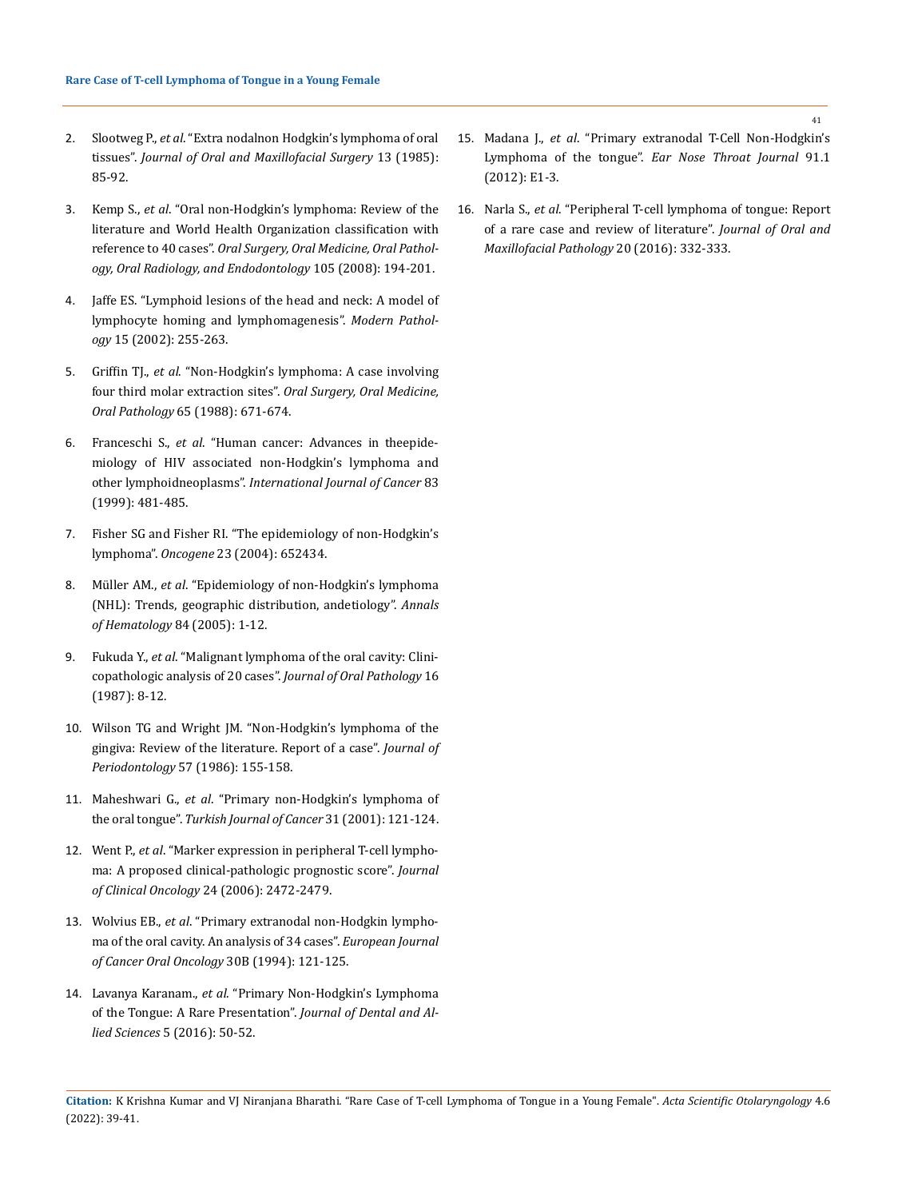2. Slootweg P., *et al*. "Extra nodalnon Hodgkin's lymphoma of oral tissues". *Journal of Oral and Maxillofacial Surgery* 13 (1985): 85-92.

3. Kemp S., *et al*. "Oral non-Hodgkin's lymphoma: Review of the literature and World Health Organization classification with reference to 40 cases". *Oral Surgery, Oral Medicine, Oral Pathology, Oral Radiology, and Endodontology* 105 (2008): 194-201.

4. Jaffe ES. "Lymphoid lesions of the head and neck: A model of lymphocyte homing and lymphomagenesis". *Modern Pathology* 15 (2002): 255-263.

5. Griffin TJ., *et al*. "Non-Hodgkin's lymphoma: A case involving four third molar extraction sites". *Oral Surgery, Oral Medicine, Oral Pathology* 65 (1988): 671-674.

6. Franceschi S., *et al*. "Human cancer: Advances in theepidemiology of HIV associated non-Hodgkin's lymphoma and other lymphoidneoplasms". *International Journal of Cancer* 83 (1999): 481-485.

7. Fisher SG and Fisher RI. "The epidemiology of non-Hodgkin's lymphoma". *Oncogene* 23 (2004): 652434.

8. Müller AM., *et al*. "Epidemiology of non-Hodgkin's lymphoma (NHL): Trends, geographic distribution, andetiology". *Annals of Hematology* 84 (2005): 1-12.

9. Fukuda Y., *et al*. "Malignant lymphoma of the oral cavity: Clinicopathologic analysis of 20 cases". *Journal of Oral Pathology* 16 (1987): 8-12.

10. Wilson TG and Wright JM. "Non-Hodgkin's lymphoma of the gingiva: Review of the literature. Report of a case". *Journal of Periodontology* 57 (1986): 155-158.

11. Maheshwari G., *et al*. "Primary non-Hodgkin's lymphoma of the oral tongue". *Turkish Journal of Cancer* 31 (2001): 121-124.

12. Went P., *et al*. "Marker expression in peripheral T-cell lymphoma: A proposed clinical-pathologic prognostic score". *Journal of Clinical Oncology* 24 (2006): 2472-2479.

13. Wolvius EB., *et al*. "Primary extranodal non-Hodgkin lymphoma of the oral cavity. An analysis of 34 cases". *European Journal of Cancer Oral Oncology* 30B (1994): 121-125.

14. Lavanya Karanam., *et al*. "Primary Non-Hodgkin's Lymphoma of the Tongue: A Rare Presentation". *Journal of Dental and Allied Sciences* 5 (2016): 50-52.

15. Madana J., *et al*. "Primary extranodal T-Cell Non-Hodgkin's Lymphoma of the tongue". *Ear Nose Throat Journal* 91.1 (2012): E1-3.

16. Narla S., *et al*. "Peripheral T-cell lymphoma of tongue: Report of a rare case and review of literature". *Journal of Oral and Maxillofacial Pathology* 20 (2016): 332-333.